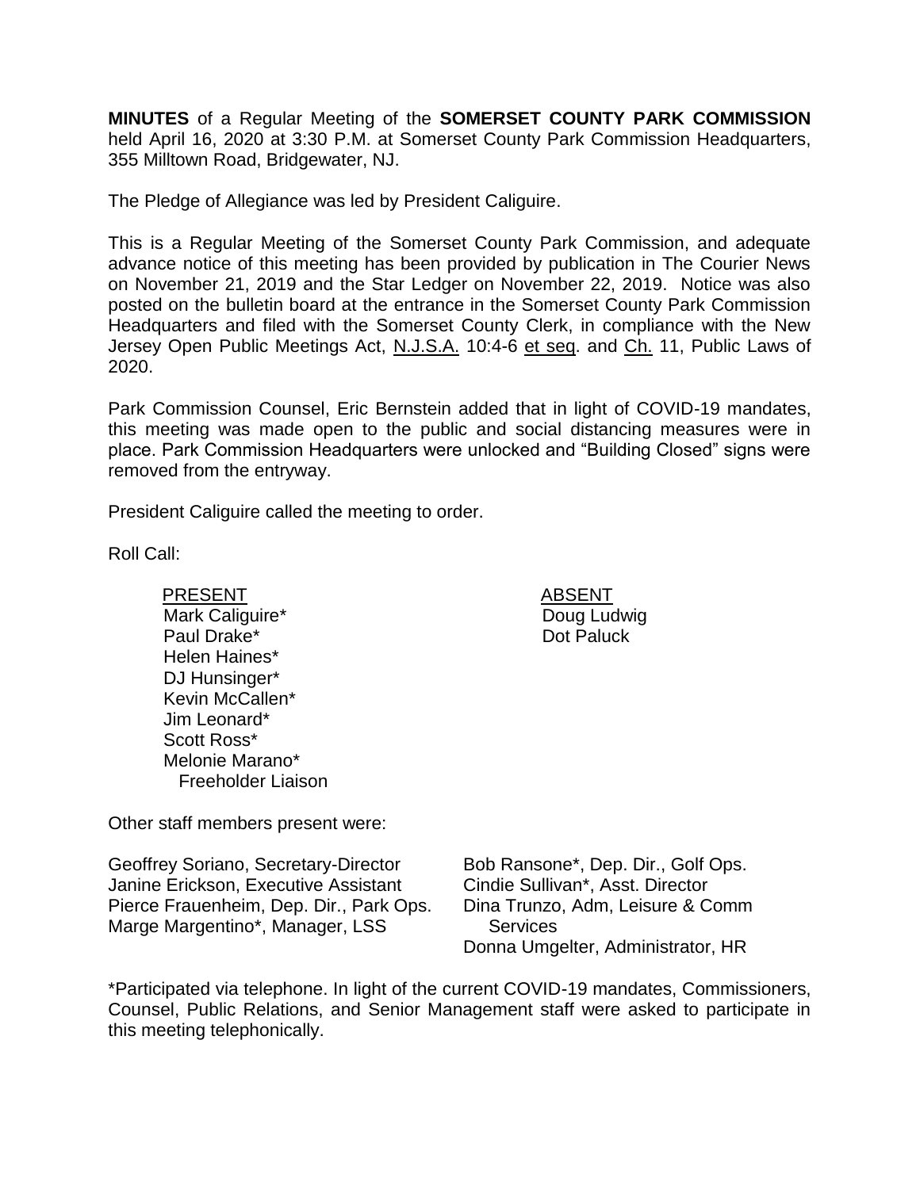**MINUTES** of a Regular Meeting of the **SOMERSET COUNTY PARK COMMISSION** held April 16, 2020 at 3:30 P.M. at Somerset County Park Commission Headquarters, 355 Milltown Road, Bridgewater, NJ.

The Pledge of Allegiance was led by President Caliguire.

This is a Regular Meeting of the Somerset County Park Commission, and adequate advance notice of this meeting has been provided by publication in The Courier News on November 21, 2019 and the Star Ledger on November 22, 2019. Notice was also posted on the bulletin board at the entrance in the Somerset County Park Commission Headquarters and filed with the Somerset County Clerk, in compliance with the New Jersey Open Public Meetings Act, N.J.S.A. 10:4-6 et seq. and Ch. 11, Public Laws of 2020.

Park Commission Counsel, Eric Bernstein added that in light of COVID-19 mandates, this meeting was made open to the public and social distancing measures were in place. Park Commission Headquarters were unlocked and "Building Closed" signs were removed from the entryway.

President Caliguire called the meeting to order.

Roll Call:

| PRESENT | ABSENT |
|---|---|
| Mark Caliguire* | Doug Ludwig |
| Paul Drake* | Dot Paluck |
| Helen Haines* | |
| DJ Hunsinger* | |
| Kevin McCallen* | |
| Jim Leonard* | |
| Scott Ross* | |
| Melonie Marano* Freeholder Liaison | |

Other staff members present were:

| | |
|---|---|
| Geoffrey Soriano, Secretary-Director | Bob Ransone*, Dep. Dir., Golf Ops. |
| Janine Erickson, Executive Assistant | Cindie Sullivan*, Asst. Director |
| Pierce Frauenheim, Dep. Dir., Park Ops. | Dina Trunzo, Adm, Leisure & Comm Services |
| Marge Margentino*, Manager, LSS | Donna Umgelter, Administrator, HR |

*Participated via telephone. In light of the current COVID-19 mandates, Commissioners, Counsel, Public Relations, and Senior Management staff were asked to participate in this meeting telephonically.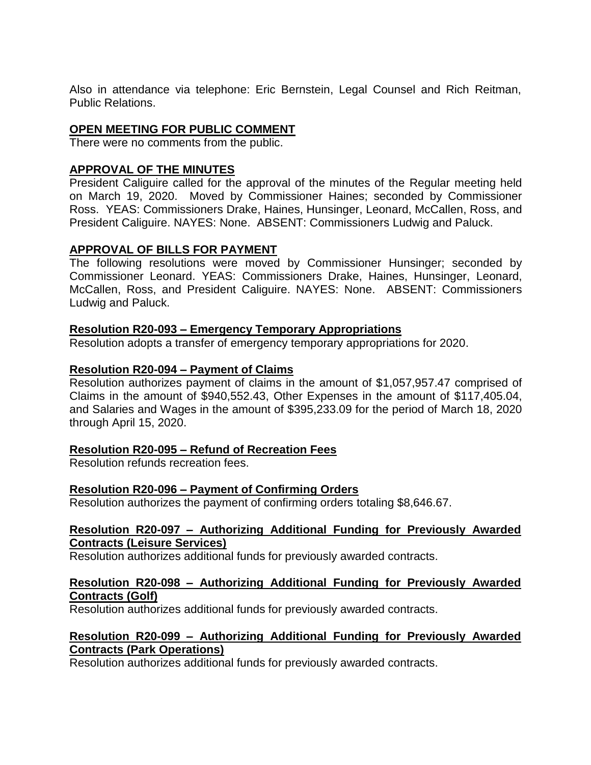Also in attendance via telephone: Eric Bernstein, Legal Counsel and Rich Reitman, Public Relations.

## OPEN MEETING FOR PUBLIC COMMENT

There were no comments from the public.

## APPROVAL OF THE MINUTES

President Caliguire called for the approval of the minutes of the Regular meeting held on March 19, 2020. Moved by Commissioner Haines; seconded by Commissioner Ross. YEAS: Commissioners Drake, Haines, Hunsinger, Leonard, McCallen, Ross, and President Caliguire. NAYES: None. ABSENT: Commissioners Ludwig and Paluck.

## APPROVAL OF BILLS FOR PAYMENT

The following resolutions were moved by Commissioner Hunsinger; seconded by Commissioner Leonard. YEAS: Commissioners Drake, Haines, Hunsinger, Leonard, McCallen, Ross, and President Caliguire. NAYES: None. ABSENT: Commissioners Ludwig and Paluck.

### Resolution R20-093 – Emergency Temporary Appropriations

Resolution adopts a transfer of emergency temporary appropriations for 2020.

### Resolution R20-094 – Payment of Claims

Resolution authorizes payment of claims in the amount of $1,057,957.47 comprised of Claims in the amount of $940,552.43, Other Expenses in the amount of $117,405.04, and Salaries and Wages in the amount of $395,233.09 for the period of March 18, 2020 through April 15, 2020.

### Resolution R20-095 – Refund of Recreation Fees

Resolution refunds recreation fees.

### Resolution R20-096 – Payment of Confirming Orders

Resolution authorizes the payment of confirming orders totaling $8,646.67.

### Resolution R20-097 – Authorizing Additional Funding for Previously Awarded Contracts (Leisure Services)

Resolution authorizes additional funds for previously awarded contracts.

### Resolution R20-098 – Authorizing Additional Funding for Previously Awarded Contracts (Golf)

Resolution authorizes additional funds for previously awarded contracts.

### Resolution R20-099 – Authorizing Additional Funding for Previously Awarded Contracts (Park Operations)

Resolution authorizes additional funds for previously awarded contracts.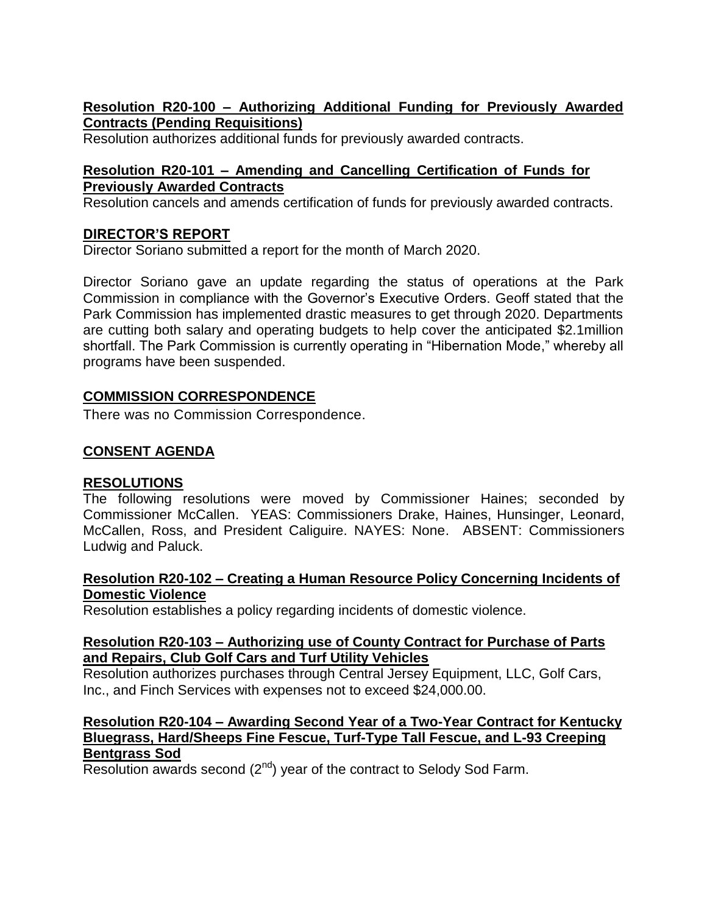**Resolution R20-100 – Authorizing Additional Funding for Previously Awarded Contracts (Pending Requisitions)**
Resolution authorizes additional funds for previously awarded contracts.

**Resolution R20-101 – Amending and Cancelling Certification of Funds for Previously Awarded Contracts**
Resolution cancels and amends certification of funds for previously awarded contracts.

## DIRECTOR'S REPORT

Director Soriano submitted a report for the month of March 2020.

Director Soriano gave an update regarding the status of operations at the Park Commission in compliance with the Governor's Executive Orders. Geoff stated that the Park Commission has implemented drastic measures to get through 2020. Departments are cutting both salary and operating budgets to help cover the anticipated $2.1million shortfall. The Park Commission is currently operating in "Hibernation Mode," whereby all programs have been suspended.

## COMMISSION CORRESPONDENCE

There was no Commission Correspondence.

## CONSENT AGENDA

## RESOLUTIONS

The following resolutions were moved by Commissioner Haines; seconded by Commissioner McCallen. YEAS: Commissioners Drake, Haines, Hunsinger, Leonard, McCallen, Ross, and President Caliguire. NAYES: None. ABSENT: Commissioners Ludwig and Paluck.

**Resolution R20-102 – Creating a Human Resource Policy Concerning Incidents of Domestic Violence**
Resolution establishes a policy regarding incidents of domestic violence.

**Resolution R20-103 – Authorizing use of County Contract for Purchase of Parts and Repairs, Club Golf Cars and Turf Utility Vehicles**
Resolution authorizes purchases through Central Jersey Equipment, LLC, Golf Cars, Inc., and Finch Services with expenses not to exceed $24,000.00.

**Resolution R20-104 – Awarding Second Year of a Two-Year Contract for Kentucky Bluegrass, Hard/Sheeps Fine Fescue, Turf-Type Tall Fescue, and L-93 Creeping Bentgrass Sod**
Resolution awards second (2nd) year of the contract to Selody Sod Farm.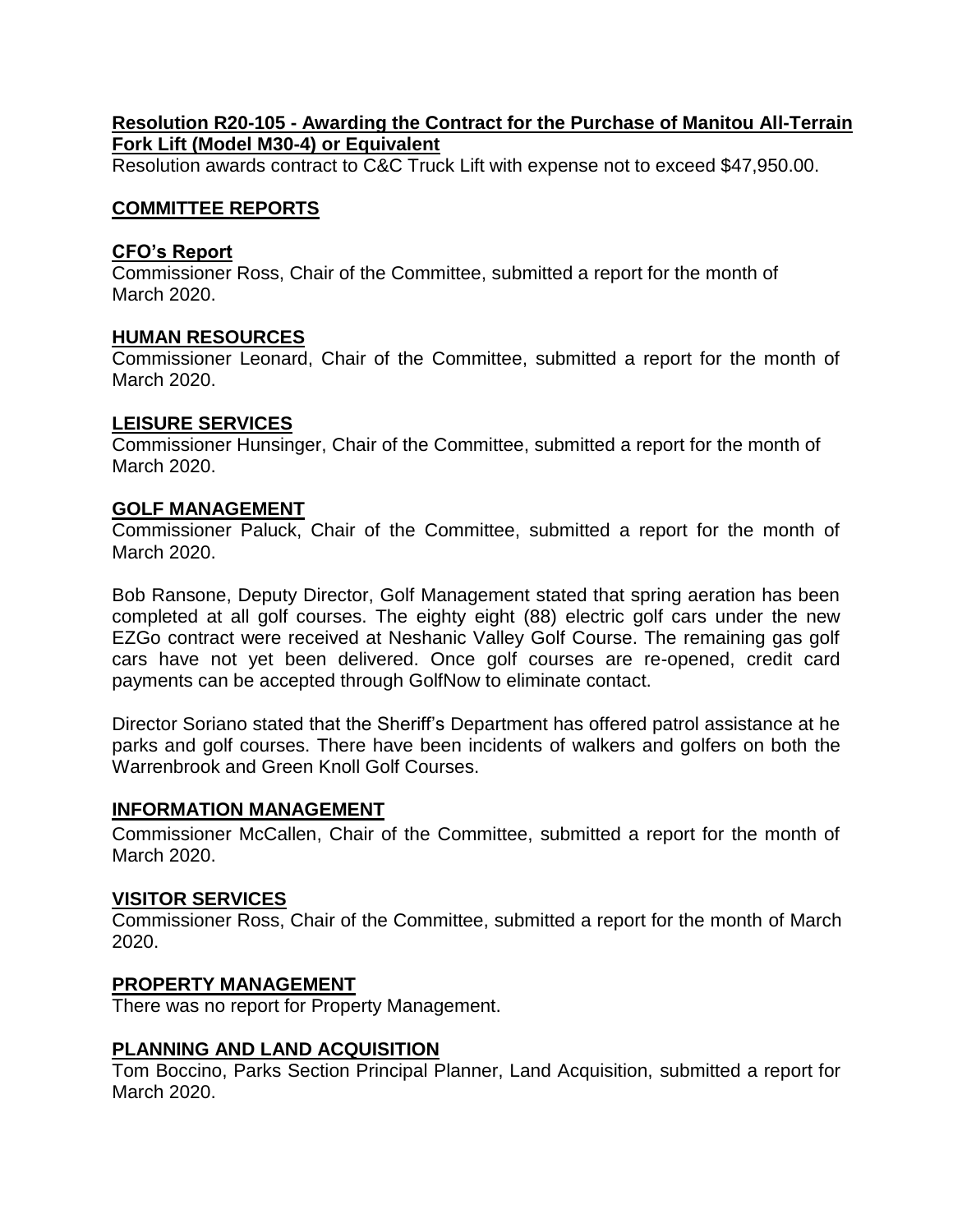**Resolution R20-105 - Awarding the Contract for the Purchase of Manitou All-Terrain Fork Lift (Model M30-4) or Equivalent**

Resolution awards contract to C&C Truck Lift with expense not to exceed $47,950.00.

## COMMITTEE REPORTS

### CFO's Report

Commissioner Ross, Chair of the Committee, submitted a report for the month of March 2020.

### HUMAN RESOURCES

Commissioner Leonard, Chair of the Committee, submitted a report for the month of March 2020.

### LEISURE SERVICES

Commissioner Hunsinger, Chair of the Committee, submitted a report for the month of March 2020.

### GOLF MANAGEMENT

Commissioner Paluck, Chair of the Committee, submitted a report for the month of March 2020.

Bob Ransone, Deputy Director, Golf Management stated that spring aeration has been completed at all golf courses. The eighty eight (88) electric golf cars under the new EZGo contract were received at Neshanic Valley Golf Course. The remaining gas golf cars have not yet been delivered. Once golf courses are re-opened, credit card payments can be accepted through GolfNow to eliminate contact.

Director Soriano stated that the Sheriff's Department has offered patrol assistance at he parks and golf courses. There have been incidents of walkers and golfers on both the Warrenbrook and Green Knoll Golf Courses.

### INFORMATION MANAGEMENT

Commissioner McCallen, Chair of the Committee, submitted a report for the month of March 2020.

### VISITOR SERVICES

Commissioner Ross, Chair of the Committee, submitted a report for the month of March 2020.

### PROPERTY MANAGEMENT

There was no report for Property Management.

### PLANNING AND LAND ACQUISITION

Tom Boccino, Parks Section Principal Planner, Land Acquisition, submitted a report for March 2020.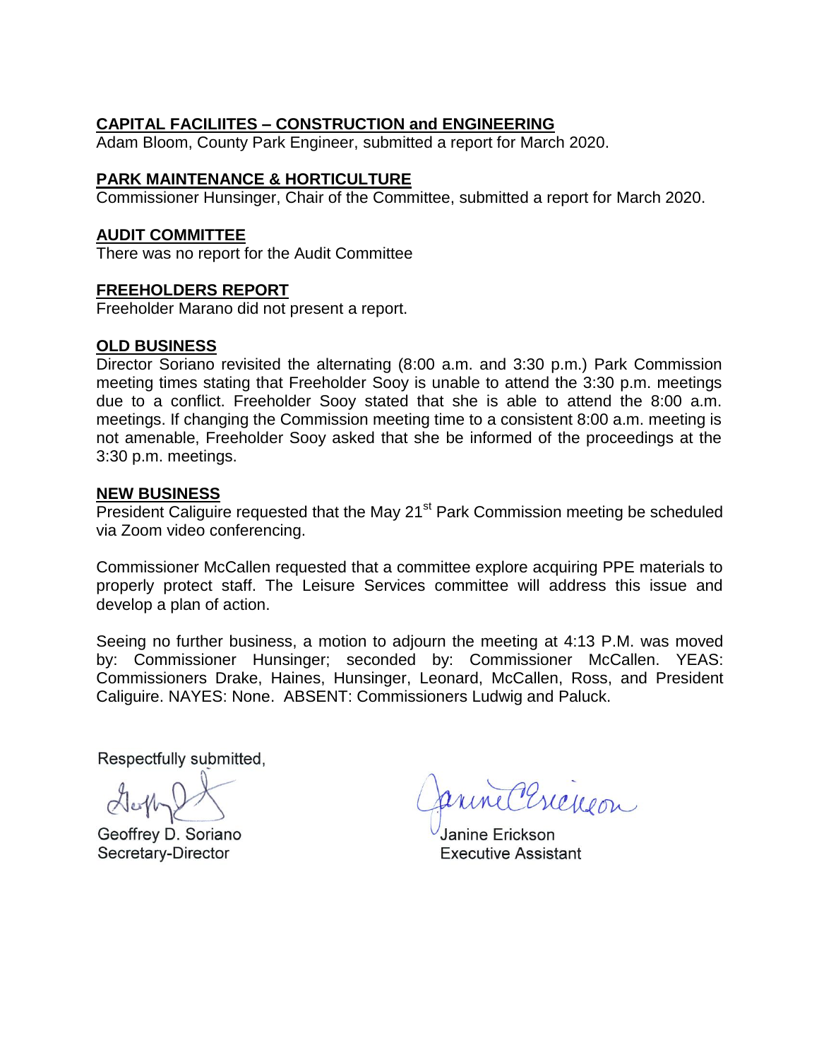**CAPITAL FACILIITES – CONSTRUCTION and ENGINEERING**

Adam Bloom, County Park Engineer, submitted a report for March 2020.

**PARK MAINTENANCE & HORTICULTURE**

Commissioner Hunsinger, Chair of the Committee, submitted a report for March 2020.

**AUDIT COMMITTEE**

There was no report for the Audit Committee

**FREEHOLDERS REPORT**

Freeholder Marano did not present a report.

**OLD BUSINESS**

Director Soriano revisited the alternating (8:00 a.m. and 3:30 p.m.) Park Commission meeting times stating that Freeholder Sooy is unable to attend the 3:30 p.m. meetings due to a conflict. Freeholder Sooy stated that she is able to attend the 8:00 a.m. meetings. If changing the Commission meeting time to a consistent 8:00 a.m. meeting is not amenable, Freeholder Sooy asked that she be informed of the proceedings at the 3:30 p.m. meetings.

**NEW BUSINESS**

President Caliguire requested that the May 21st Park Commission meeting be scheduled via Zoom video conferencing.

Commissioner McCallen requested that a committee explore acquiring PPE materials to properly protect staff. The Leisure Services committee will address this issue and develop a plan of action.

Seeing no further business, a motion to adjourn the meeting at 4:13 P.M. was moved by: Commissioner Hunsinger; seconded by: Commissioner McCallen. YEAS: Commissioners Drake, Haines, Hunsinger, Leonard, McCallen, Ross, and President Caliguire. NAYES: None. ABSENT: Commissioners Ludwig and Paluck.

Respectfully submitted,

Geoffrey D. Soriano
Secretary-Director

Janine Erickson
Executive Assistant